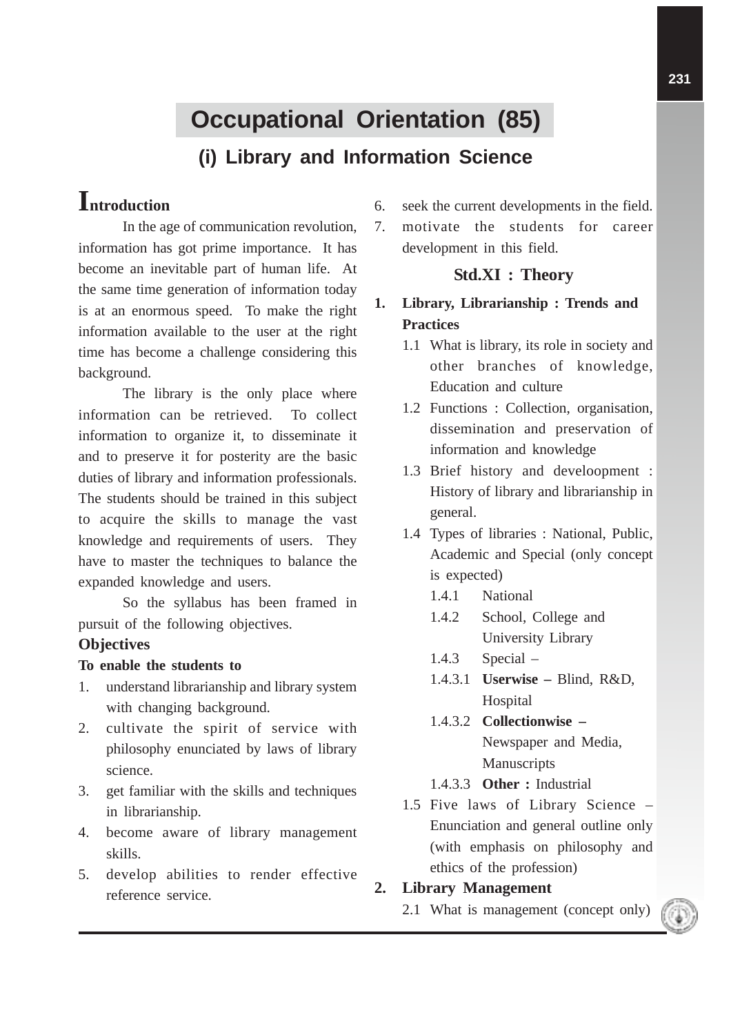# Occupational Orientation (85)

## (i) Library and Information Science

### Introduction

In the age of communication revolution, information has got prime importance. It has become an inevitable part of human life. At the same time generation of information today is at an enormous speed. To make the right information available to the user at the right time has become a challenge considering this background.

The library is the only place where information can be retrieved. To collect information to organize it, to disseminate it and to preserve it for posterity are the basic duties of library and information professionals. The students should be trained in this subject to acquire the skills to manage the vast knowledge and requirements of users. They have to master the techniques to balance the expanded knowledge and users.

So the syllabus has been framed in pursuit of the following objectives.

**Objectives**

**To enable the students to**

1. understand librarianship and library system with changing background.
2. cultivate the spirit of service with philosophy enunciated by laws of library science.
3. get familiar with the skills and techniques in librarianship.
4. become aware of library management skills.
5. develop abilities to render effective reference service.
6. seek the current developments in the field.
7. motivate the students for career development in this field.

### Std.XI : Theory

1. **Library, Librarianship : Trends and Practices**
   - 1.1 What is library, its role in society and other branches of knowledge, Education and culture
   - 1.2 Functions : Collection, organisation, dissemination and preservation of information and knowledge
   - 1.3 Brief history and develoopment : History of library and librarianship in general.
   - 1.4 Types of libraries : National, Public, Academic and Special (only concept is expected)
     - 1.4.1 National
     - 1.4.2 School, College and University Library
     - 1.4.3 Special –
       - 1.4.3.1 **Userwise –** Blind, R&D, Hospital
       - 1.4.3.2 **Collectionwise –** Newspaper and Media, Manuscripts
       - 1.4.3.3 **Other :** Industrial
   - 1.5 Five laws of Library Science – Enunciation and general outline only (with emphasis on philosophy and ethics of the profession)
2. **Library Management**
   - 2.1 What is management (concept only)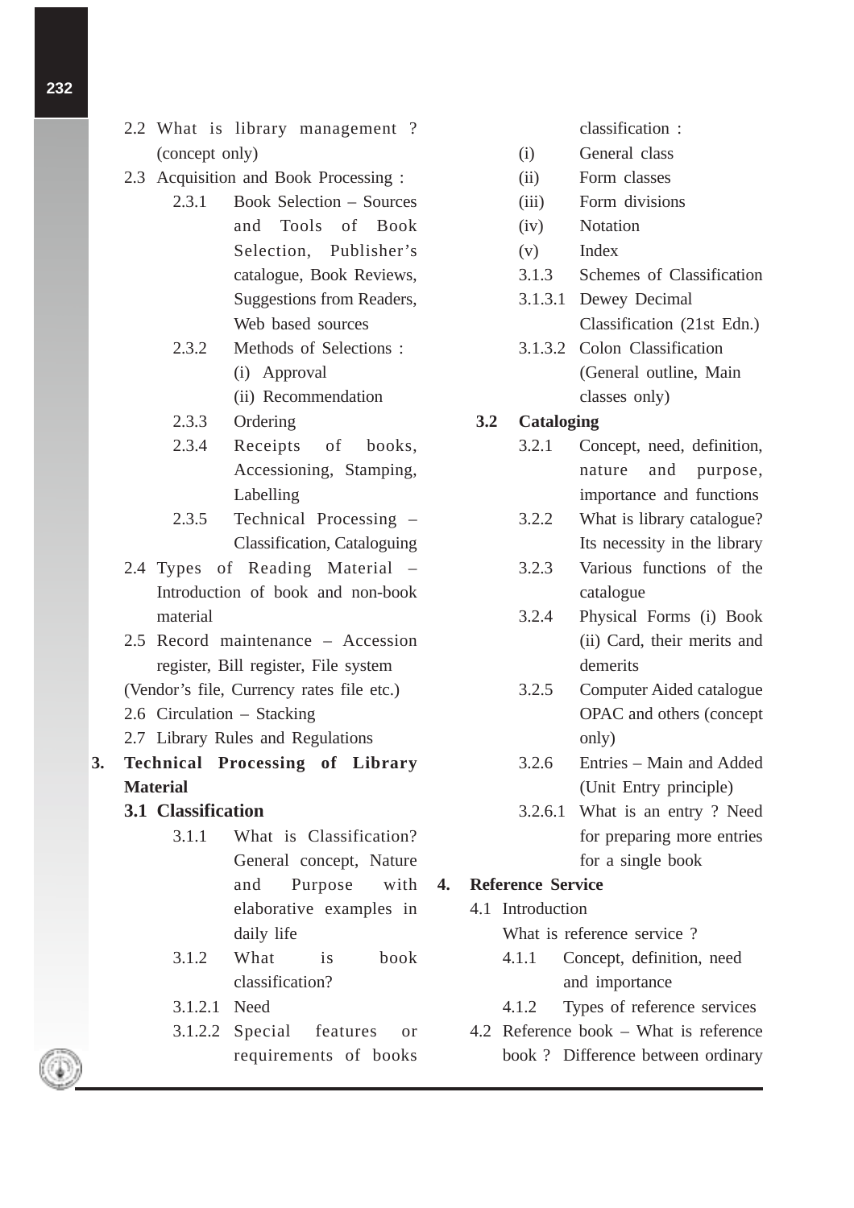- 2.2 What is library management ? (concept only)
- 2.3 Acquisition and Book Processing :
  - 2.3.1 Book Selection – Sources and Tools of Book Selection, Publisher's catalogue, Book Reviews, Suggestions from Readers, Web based sources
  - 2.3.2 Methods of Selections :
    - (i) Approval
    - (ii) Recommendation
  - 2.3.3 Ordering
  - 2.3.4 Receipts of books, Accessioning, Stamping, Labelling
  - 2.3.5 Technical Processing – Classification, Cataloguing
- 2.4 Types of Reading Material – Introduction of book and non-book material
- 2.5 Record maintenance – Accession register, Bill register, File system (Vendor's file, Currency rates file etc.)
- 2.6 Circulation – Stacking
- 2.7 Library Rules and Regulations

**3. Technical Processing of Library Material**

**3.1 Classification**

- 3.1.1 What is Classification? General concept, Nature and Purpose with elaborative examples in daily life
- 3.1.2 What is book classification?
- 3.1.2.1 Need
- 3.1.2.2 Special features or requirements of books classification :
  - (i) General class
  - (ii) Form classes
  - (iii) Form divisions
  - (iv) Notation
  - (v) Index
- 3.1.3 Schemes of Classification
- 3.1.3.1 Dewey Decimal Classification (21st Edn.)
- 3.1.3.2 Colon Classification (General outline, Main classes only)

**3.2 Cataloging**

- 3.2.1 Concept, need, definition, nature and purpose, importance and functions
- 3.2.2 What is library catalogue? Its necessity in the library
- 3.2.3 Various functions of the catalogue
- 3.2.4 Physical Forms (i) Book (ii) Card, their merits and demerits
- 3.2.5 Computer Aided catalogue OPAC and others (concept only)
- 3.2.6 Entries – Main and Added (Unit Entry principle)
- 3.2.6.1 What is an entry ? Need for preparing more entries for a single book

**4. Reference Service**

- 4.1 Introduction
  What is reference service ?
  - 4.1.1 Concept, definition, need and importance
  - 4.1.2 Types of reference services
- 4.2 Reference book – What is reference book ? Difference between ordinary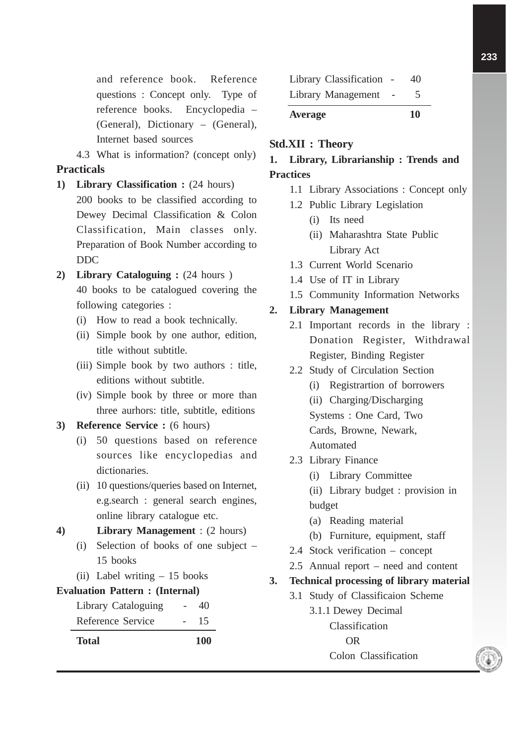and reference book. Reference questions : Concept only. Type of reference books. Encyclopedia – (General), Dictionary – (General), Internet based sources

4.3 What is information? (concept only)

## Practicals

1) **Library Classification :** (24 hours)
200 books to be classified according to Dewey Decimal Classification & Colon Classification, Main classes only. Preparation of Book Number according to DDC

2) **Library Cataloguing :** (24 hours )
40 books to be catalogued covering the following categories :
   - (i) How to read a book technically.
   - (ii) Simple book by one author, edition, title without subtitle.
   - (iii) Simple book by two authors : title, editions without subtitle.
   - (iv) Simple book by three or more than three aurhors: title, subtitle, editions

3) **Reference Service :** (6 hours)
   - (i) 50 questions based on reference sources like encyclopedias and dictionaries.
   - (ii) 10 questions/queries based on Internet, e.g.search : general search engines, online library catalogue etc.

4) **Library Management** : (2 hours)
   - (i) Selection of books of one subject – 15 books
   - (ii) Label writing – 15 books

**Evaluation Pattern : (Internal)**

| | | |
|---|---|---|
| Library Cataloguing | - | 40 |
| Reference Service | - | 15 |
| Library Classification | - | 40 |
| Library Management | - | 5 |
| **Total** | | **100** |
| **Average** | | **10** |

## Std.XII : Theory

**1. Library, Librarianship : Trends and Practices**

- 1.1 Library Associations : Concept only
- 1.2 Public Library Legislation
  - (i) Its need
  - (ii) Maharashtra State Public Library Act
- 1.3 Current World Scenario
- 1.4 Use of IT in Library
- 1.5 Community Information Networks

**2. Library Management**

- 2.1 Important records in the library : Donation Register, Withdrawal Register, Binding Register
- 2.2 Study of Circulation Section
  - (i) Registrartion of borrowers
  - (ii) Charging/Discharging Systems : One Card, Two Cards, Browne, Newark, Automated
- 2.3 Library Finance
  - (i) Library Committee
  - (ii) Library budget : provision in budget
    - (a) Reading material
    - (b) Furniture, equipment, staff
- 2.4 Stock verification – concept
- 2.5 Annual report – need and content

**3. Technical processing of library material**

- 3.1 Study of Classificaion Scheme
  - 3.1.1 Dewey Decimal Classification
    OR
    Colon Classification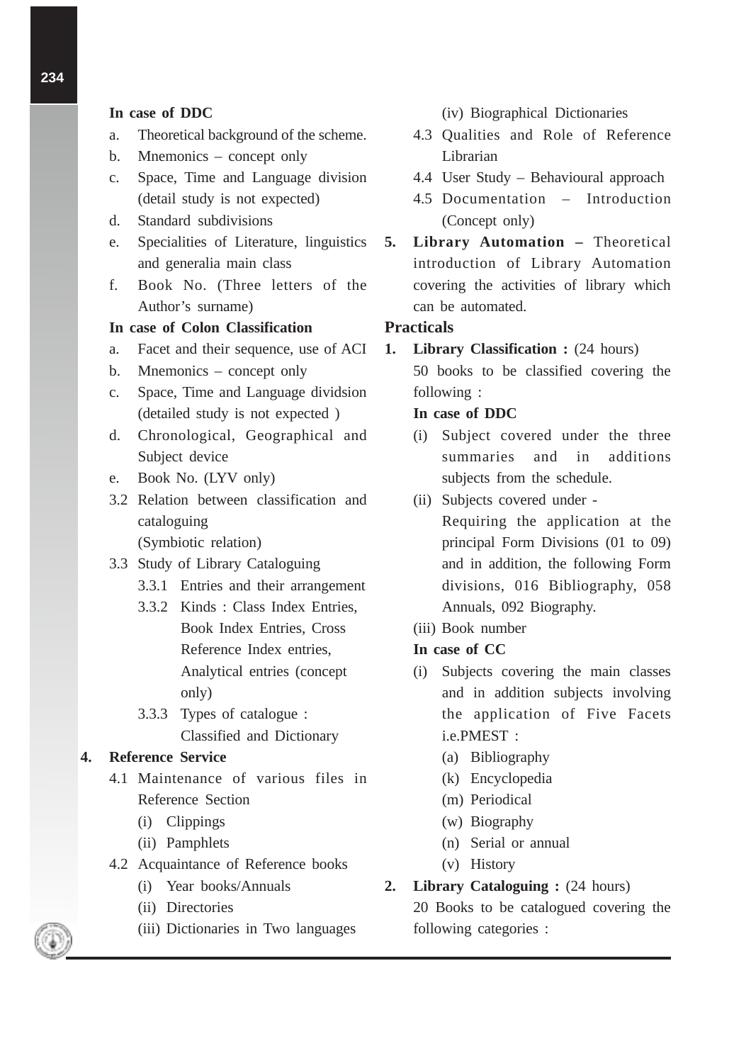**In case of DDC**

a. Theoretical background of the scheme.
b. Mnemonics – concept only
c. Space, Time and Language division (detail study is not expected)
d. Standard subdivisions
e. Specialities of Literature, linguistics and generalia main class
f. Book No. (Three letters of the Author's surname)

**In case of Colon Classification**

a. Facet and their sequence, use of ACI
b. Mnemonics – concept only
c. Space, Time and Language dividsion (detailed study is not expected )
d. Chronological, Geographical and Subject device
e. Book No. (LYV only)

3.2 Relation between classification and cataloguing
(Symbiotic relation)

3.3 Study of Library Cataloguing

3.3.1 Entries and their arrangement

3.3.2 Kinds : Class Index Entries, Book Index Entries, Cross Reference Index entries, Analytical entries (concept only)

3.3.3 Types of catalogue : Classified and Dictionary

**4. Reference Service**

4.1 Maintenance of various files in Reference Section

(i) Clippings
(ii) Pamphlets

4.2 Acquaintance of Reference books

(i) Year books/Annuals
(ii) Directories
(iii) Dictionaries in Two languages
(iv) Biographical Dictionaries

4.3 Qualities and Role of Reference Librarian

4.4 User Study – Behavioural approach

4.5 Documentation – Introduction (Concept only)

**5. Library Automation –** Theoretical introduction of Library Automation covering the activities of library which can be automated.

## Practicals

**1. Library Classification :** (24 hours)

50 books to be classified covering the following :

**In case of DDC**

(i) Subject covered under the three summaries and in additions subjects from the schedule.
(ii) Subjects covered under -
Requiring the application at the principal Form Divisions (01 to 09) and in addition, the following Form divisions, 016 Bibliography, 058 Annuals, 092 Biography.
(iii) Book number

**In case of CC**

(i) Subjects covering the main classes and in addition subjects involving the application of Five Facets i.e.PMEST :
(a) Bibliography
(k) Encyclopedia
(m) Periodical
(w) Biography
(n) Serial or annual
(v) History

**2. Library Cataloguing :** (24 hours)

20 Books to be catalogued covering the following categories :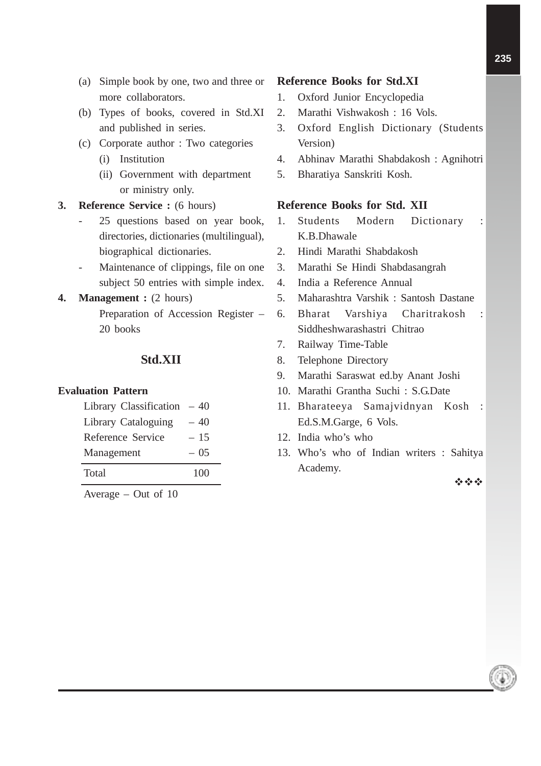(a) Simple book by one, two and three or more collaborators.

(b) Types of books, covered in Std.XI and published in series.

(c) Corporate author : Two categories

(i) Institution

(ii) Government with department or ministry only.

**3. Reference Service :** (6 hours)

- 25 questions based on year book, directories, dictionaries (multilingual), biographical dictionaries.
- Maintenance of clippings, file on one subject 50 entries with simple index.

**4. Management :** (2 hours)

Preparation of Accession Register – 20 books

## Std.XII

**Evaluation Pattern**

| | |
|---|---|
| Library Classification | – 40 |
| Library Cataloguing | – 40 |
| Reference Service | – 15 |
| Management | – 05 |
| Total | 100 |

Average – Out of 10

**Reference Books for Std.XI**

1. Oxford Junior Encyclopedia
2. Marathi Vishwakosh : 16 Vols.
3. Oxford English Dictionary (Students Version)
4. Abhinav Marathi Shabdakosh : Agnihotri
5. Bharatiya Sanskriti Kosh.

**Reference Books for Std. XII**

1. Students Modern Dictionary : K.B.Dhawale
2. Hindi Marathi Shabdakosh
3. Marathi Se Hindi Shabdasangrah
4. India a Reference Annual
5. Maharashtra Varshik : Santosh Dastane
6. Bharat Varshiya Charitrakosh : Siddheshwarashastri Chitrao
7. Railway Time-Table
8. Telephone Directory
9. Marathi Saraswat ed.by Anant Joshi
10. Marathi Grantha Suchi : S.G.Date
11. Bharateeya Samajvidnyan Kosh : Ed.S.M.Garge, 6 Vols.
12. India who's who
13. Who's who of Indian writers : Sahitya Academy.

❖❖❖